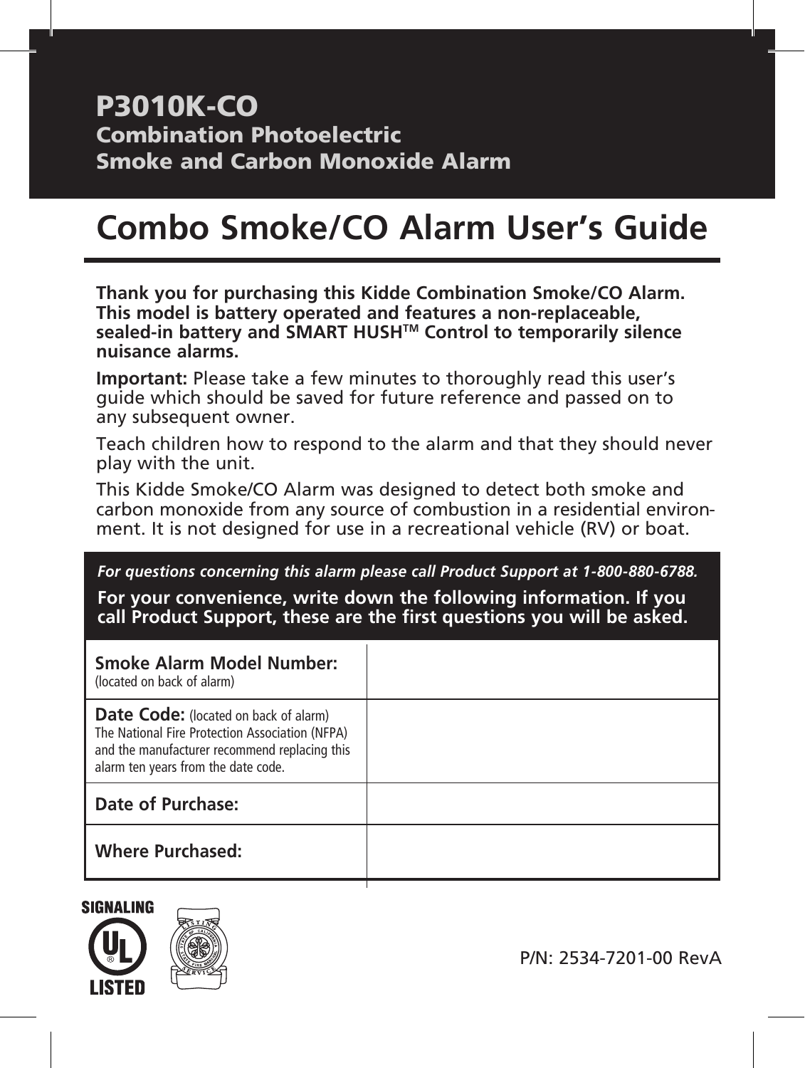# P3010K-CO
## Combination Photoelectric Smoke and Carbon Monoxide Alarm

# Combo Smoke/CO Alarm User's Guide

**Thank you for purchasing this Kidde Combination Smoke/CO Alarm. This model is battery operated and features a non-replaceable, sealed-in battery and SMART HUSH™ Control to temporarily silence nuisance alarms.**

**Important:** Please take a few minutes to thoroughly read this user's guide which should be saved for future reference and passed on to any subsequent owner.

Teach children how to respond to the alarm and that they should never play with the unit.

This Kidde Smoke/CO Alarm was designed to detect both smoke and carbon monoxide from any source of combustion in a residential environment. It is not designed for use in a recreational vehicle (RV) or boat.

***For questions concerning this alarm please call Product Support at 1-800-880-6788.***

**For your convenience, write down the following information. If you call Product Support, these are the first questions you will be asked.**

| | |
|---|---|
| **Smoke Alarm Model Number:** (located on back of alarm) | |
| **Date Code:** (located on back of alarm) The National Fire Protection Association (NFPA) and the manufacturer recommend replacing this alarm ten years from the date code. | |
| **Date of Purchase:** | |
| **Where Purchased:** | |

SIGNALING UL LISTED

P/N: 2534-7201-00 RevA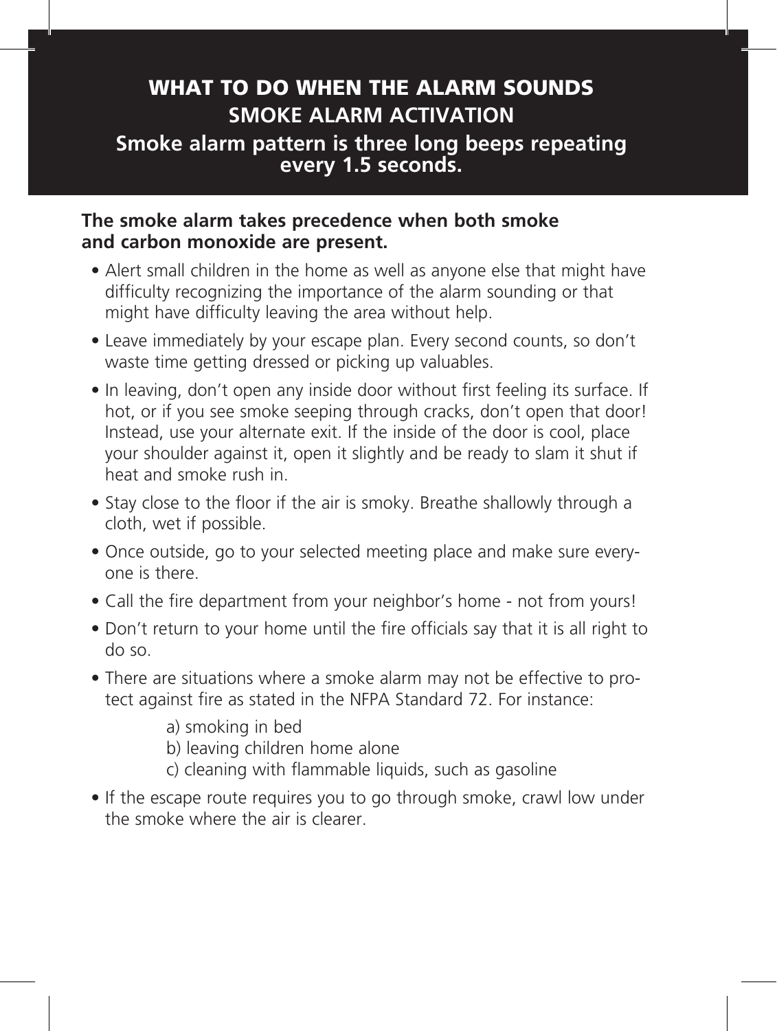# WHAT TO DO WHEN THE ALARM SOUNDS

## SMOKE ALARM ACTIVATION

### Smoke alarm pattern is three long beeps repeating every 1.5 seconds.

**The smoke alarm takes precedence when both smoke and carbon monoxide are present.**

- Alert small children in the home as well as anyone else that might have difficulty recognizing the importance of the alarm sounding or that might have difficulty leaving the area without help.
- Leave immediately by your escape plan. Every second counts, so don't waste time getting dressed or picking up valuables.
- In leaving, don't open any inside door without first feeling its surface. If hot, or if you see smoke seeping through cracks, don't open that door! Instead, use your alternate exit. If the inside of the door is cool, place your shoulder against it, open it slightly and be ready to slam it shut if heat and smoke rush in.
- Stay close to the floor if the air is smoky. Breathe shallowly through a cloth, wet if possible.
- Once outside, go to your selected meeting place and make sure everyone is there.
- Call the fire department from your neighbor's home - not from yours!
- Don't return to your home until the fire officials say that it is all right to do so.
- There are situations where a smoke alarm may not be effective to protect against fire as stated in the NFPA Standard 72. For instance:

  a) smoking in bed
  b) leaving children home alone
  c) cleaning with flammable liquids, such as gasoline

- If the escape route requires you to go through smoke, crawl low under the smoke where the air is clearer.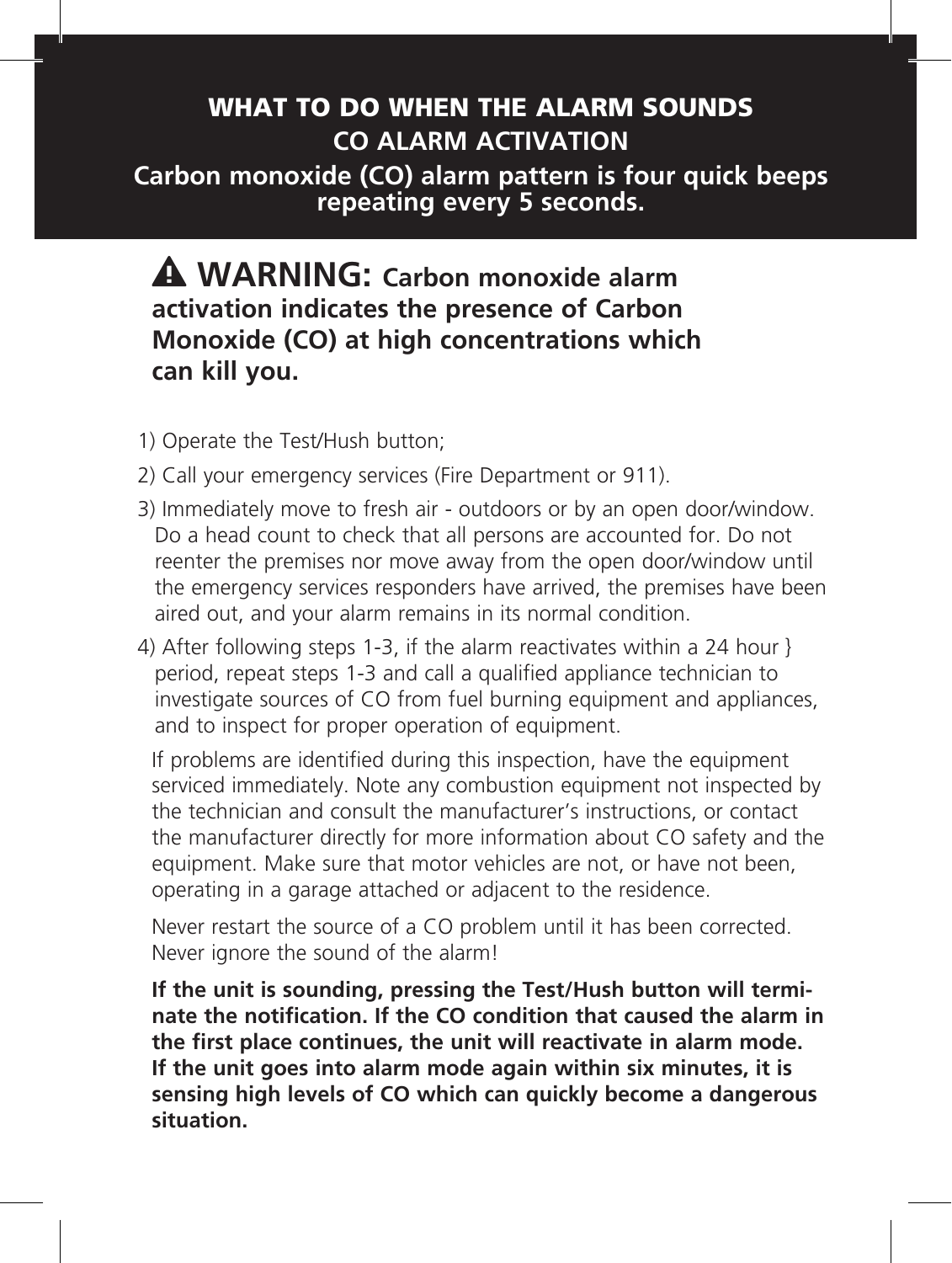## WHAT TO DO WHEN THE ALARM SOUNDS

### CO ALARM ACTIVATION

**Carbon monoxide (CO) alarm pattern is four quick beeps repeating every 5 seconds.**

**⚠ WARNING: Carbon monoxide alarm activation indicates the presence of Carbon Monoxide (CO) at high concentrations which can kill you.**

1) Operate the Test/Hush button;
2) Call your emergency services (Fire Department or 911).
3) Immediately move to fresh air - outdoors or by an open door/window. Do a head count to check that all persons are accounted for. Do not reenter the premises nor move away from the open door/window until the emergency services responders have arrived, the premises have been aired out, and your alarm remains in its normal condition.
4) After following steps 1-3, if the alarm reactivates within a 24 hour } period, repeat steps 1-3 and call a qualified appliance technician to investigate sources of CO from fuel burning equipment and appliances, and to inspect for proper operation of equipment.

If problems are identified during this inspection, have the equipment serviced immediately. Note any combustion equipment not inspected by the technician and consult the manufacturer's instructions, or contact the manufacturer directly for more information about CO safety and the equipment. Make sure that motor vehicles are not, or have not been, operating in a garage attached or adjacent to the residence.

Never restart the source of a CO problem until it has been corrected. Never ignore the sound of the alarm!

**If the unit is sounding, pressing the Test/Hush button will terminate the notification. If the CO condition that caused the alarm in the first place continues, the unit will reactivate in alarm mode. If the unit goes into alarm mode again within six minutes, it is sensing high levels of CO which can quickly become a dangerous situation.**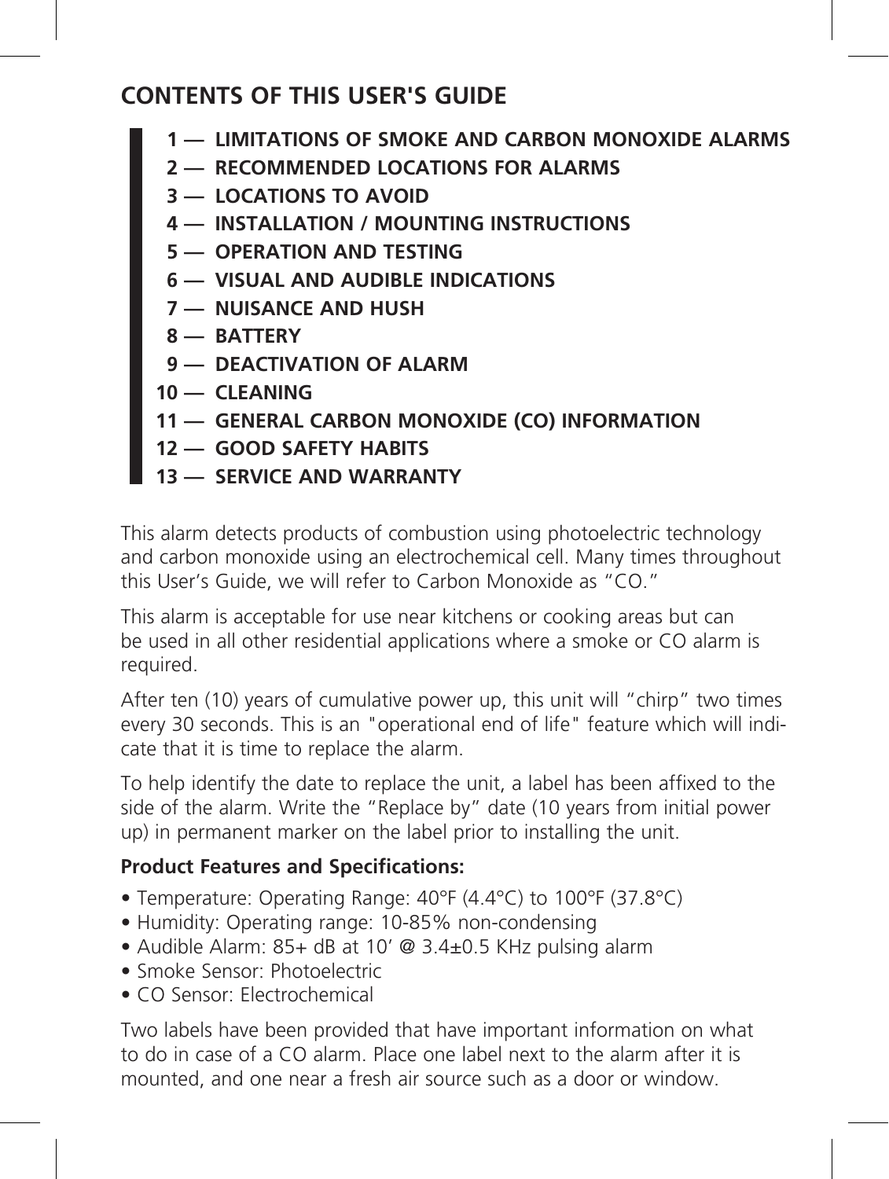## CONTENTS OF THIS USER'S GUIDE

**1 — LIMITATIONS OF SMOKE AND CARBON MONOXIDE ALARMS**
**2 — RECOMMENDED LOCATIONS FOR ALARMS**
**3 — LOCATIONS TO AVOID**
**4 — INSTALLATION / MOUNTING INSTRUCTIONS**
**5 — OPERATION AND TESTING**
**6 — VISUAL AND AUDIBLE INDICATIONS**
**7 — NUISANCE AND HUSH**
**8 — BATTERY**
**9 — DEACTIVATION OF ALARM**
**10 — CLEANING**
**11 — GENERAL CARBON MONOXIDE (CO) INFORMATION**
**12 — GOOD SAFETY HABITS**
**13 — SERVICE AND WARRANTY**

This alarm detects products of combustion using photoelectric technology and carbon monoxide using an electrochemical cell. Many times throughout this User's Guide, we will refer to Carbon Monoxide as "CO."

This alarm is acceptable for use near kitchens or cooking areas but can be used in all other residential applications where a smoke or CO alarm is required.

After ten (10) years of cumulative power up, this unit will "chirp" two times every 30 seconds. This is an "operational end of life" feature which will indicate that it is time to replace the alarm.

To help identify the date to replace the unit, a label has been affixed to the side of the alarm. Write the "Replace by" date (10 years from initial power up) in permanent marker on the label prior to installing the unit.

**Product Features and Specifications:**

- Temperature: Operating Range: 40°F (4.4°C) to 100°F (37.8°C)
- Humidity: Operating range: 10-85% non-condensing
- Audible Alarm: 85+ dB at 10' @ 3.4±0.5 KHz pulsing alarm
- Smoke Sensor: Photoelectric
- CO Sensor: Electrochemical

Two labels have been provided that have important information on what to do in case of a CO alarm. Place one label next to the alarm after it is mounted, and one near a fresh air source such as a door or window.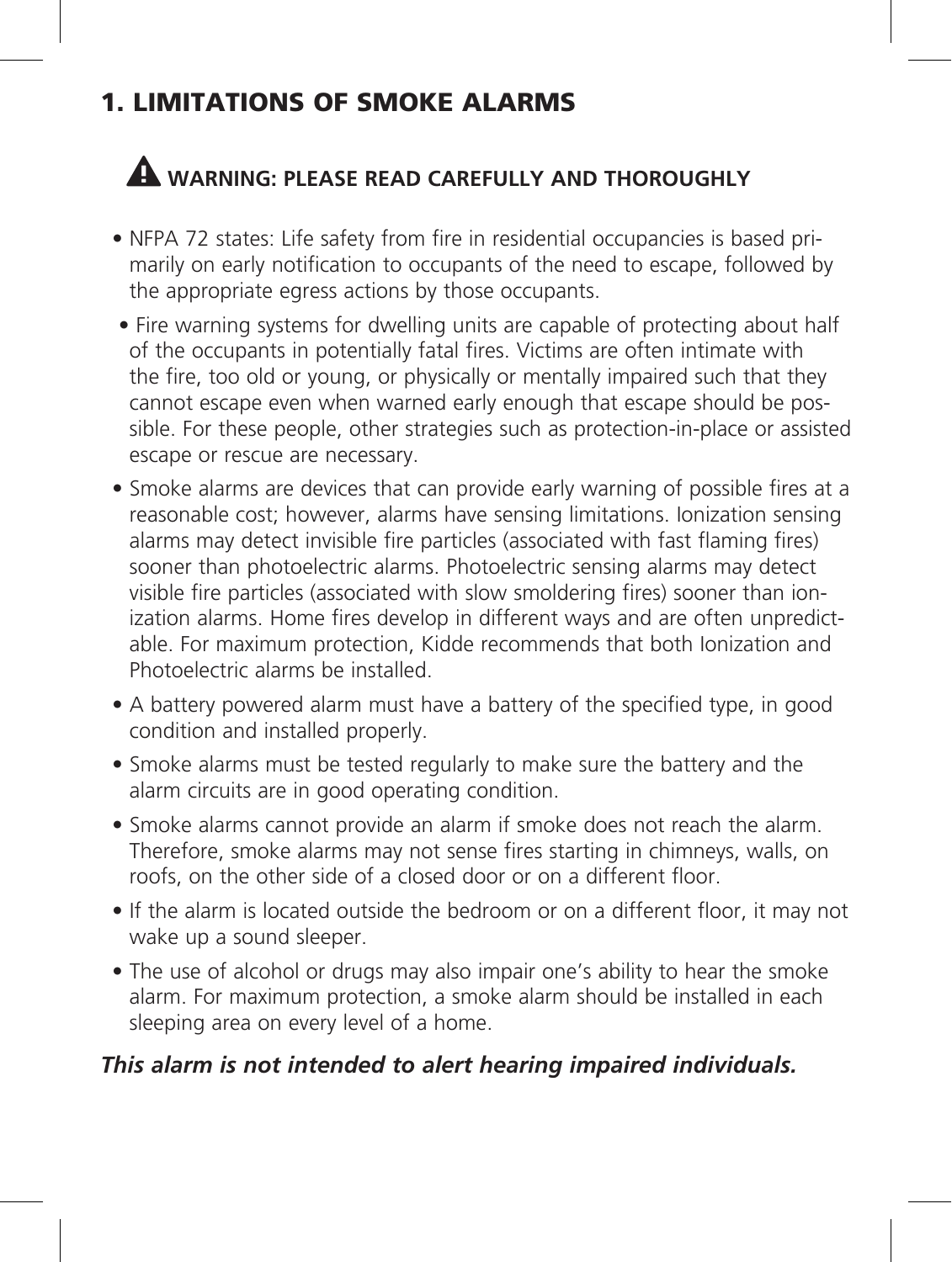## 1. LIMITATIONS OF SMOKE ALARMS

### ⚠ WARNING: PLEASE READ CAREFULLY AND THOROUGHLY

- NFPA 72 states: Life safety from fire in residential occupancies is based primarily on early notification to occupants of the need to escape, followed by the appropriate egress actions by those occupants.
- Fire warning systems for dwelling units are capable of protecting about half of the occupants in potentially fatal fires. Victims are often intimate with the fire, too old or young, or physically or mentally impaired such that they cannot escape even when warned early enough that escape should be possible. For these people, other strategies such as protection-in-place or assisted escape or rescue are necessary.
- Smoke alarms are devices that can provide early warning of possible fires at a reasonable cost; however, alarms have sensing limitations. Ionization sensing alarms may detect invisible fire particles (associated with fast flaming fires) sooner than photoelectric alarms. Photoelectric sensing alarms may detect visible fire particles (associated with slow smoldering fires) sooner than ionization alarms. Home fires develop in different ways and are often unpredictable. For maximum protection, Kidde recommends that both Ionization and Photoelectric alarms be installed.
- A battery powered alarm must have a battery of the specified type, in good condition and installed properly.
- Smoke alarms must be tested regularly to make sure the battery and the alarm circuits are in good operating condition.
- Smoke alarms cannot provide an alarm if smoke does not reach the alarm. Therefore, smoke alarms may not sense fires starting in chimneys, walls, on roofs, on the other side of a closed door or on a different floor.
- If the alarm is located outside the bedroom or on a different floor, it may not wake up a sound sleeper.
- The use of alcohol or drugs may also impair one's ability to hear the smoke alarm. For maximum protection, a smoke alarm should be installed in each sleeping area on every level of a home.

***This alarm is not intended to alert hearing impaired individuals.***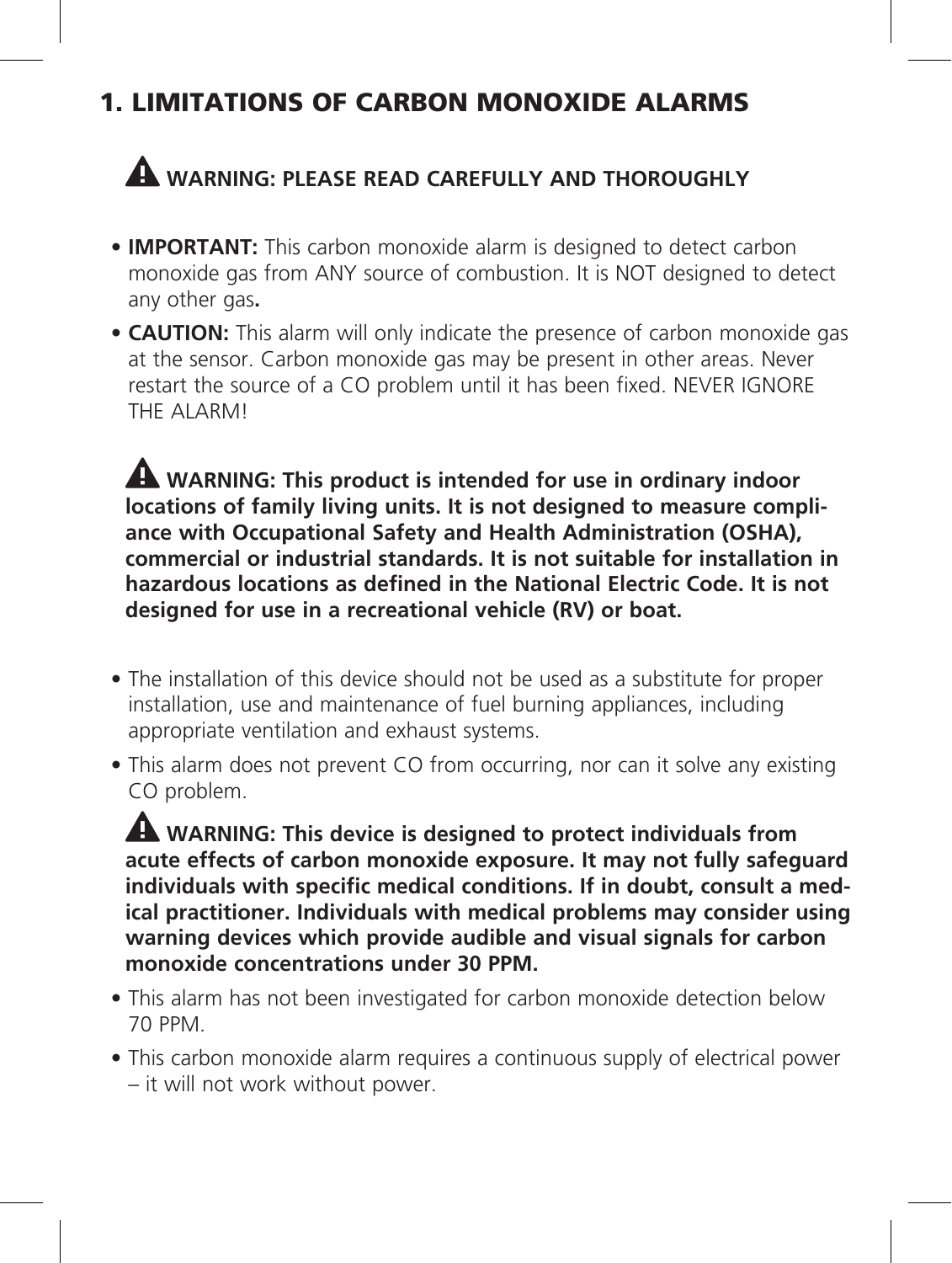# 1. LIMITATIONS OF CARBON MONOXIDE ALARMS

## ⚠ WARNING: PLEASE READ CAREFULLY AND THOROUGHLY

- **IMPORTANT:** This carbon monoxide alarm is designed to detect carbon monoxide gas from ANY source of combustion. It is NOT designed to detect any other gas**.**
- **CAUTION:** This alarm will only indicate the presence of carbon monoxide gas at the sensor. Carbon monoxide gas may be present in other areas. Never restart the source of a CO problem until it has been fixed. NEVER IGNORE THE ALARM!

**⚠ WARNING: This product is intended for use in ordinary indoor locations of family living units. It is not designed to measure compliance with Occupational Safety and Health Administration (OSHA), commercial or industrial standards. It is not suitable for installation in hazardous locations as defined in the National Electric Code. It is not designed for use in a recreational vehicle (RV) or boat.**

- The installation of this device should not be used as a substitute for proper installation, use and maintenance of fuel burning appliances, including appropriate ventilation and exhaust systems.
- This alarm does not prevent CO from occurring, nor can it solve any existing CO problem.

**⚠ WARNING: This device is designed to protect individuals from acute effects of carbon monoxide exposure. It may not fully safeguard individuals with specific medical conditions. If in doubt, consult a medical practitioner. Individuals with medical problems may consider using warning devices which provide audible and visual signals for carbon monoxide concentrations under 30 PPM.**

- This alarm has not been investigated for carbon monoxide detection below 70 PPM.
- This carbon monoxide alarm requires a continuous supply of electrical power – it will not work without power.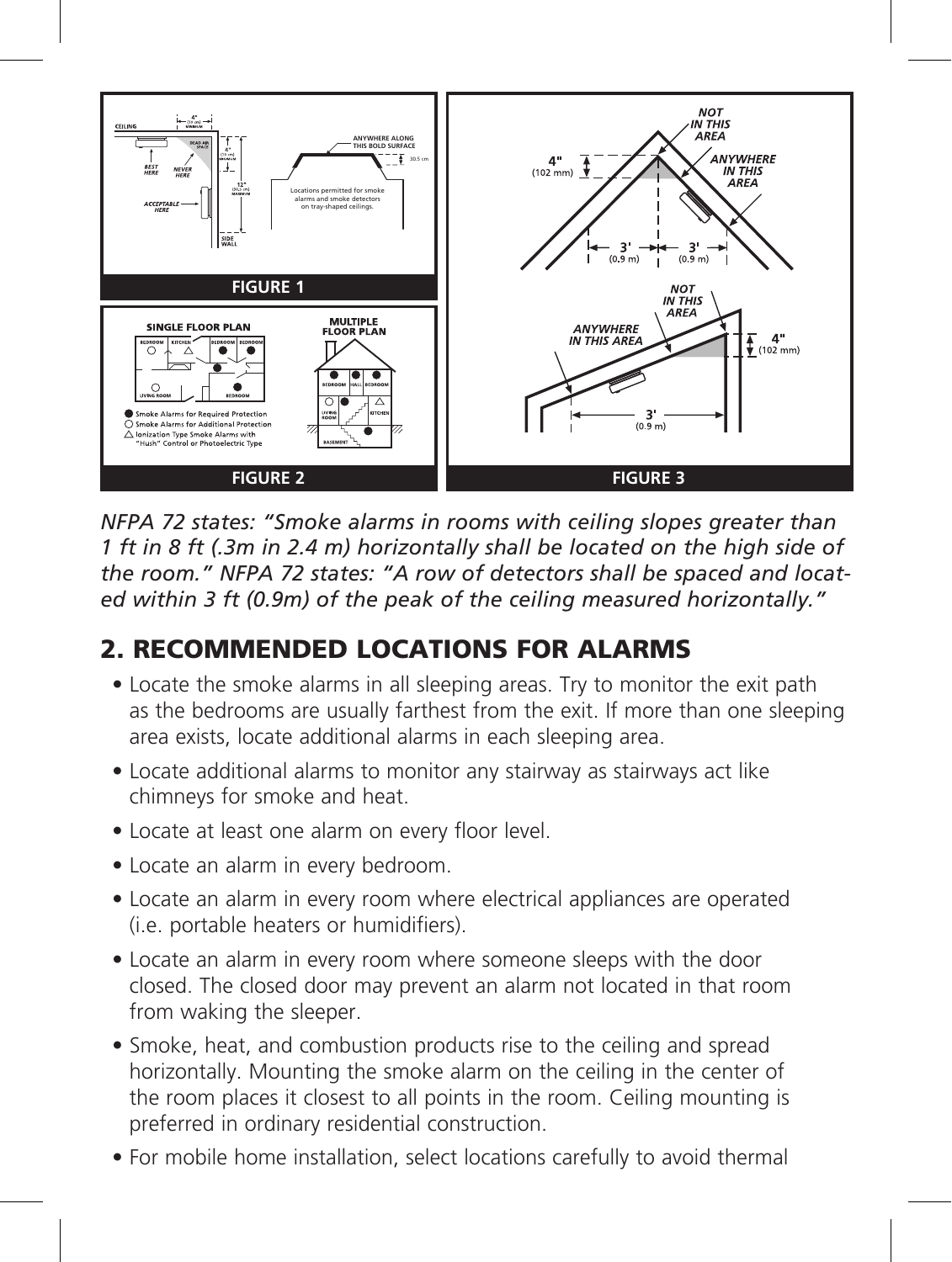FIGURE 1

FIGURE 2

FIGURE 3

*NFPA 72 states: "Smoke alarms in rooms with ceiling slopes greater than 1 ft in 8 ft (.3m in 2.4 m) horizontally shall be located on the high side of the room." NFPA 72 states: "A row of detectors shall be spaced and located within 3 ft (0.9m) of the peak of the ceiling measured horizontally."*

## 2. RECOMMENDED LOCATIONS FOR ALARMS

- Locate the smoke alarms in all sleeping areas. Try to monitor the exit path as the bedrooms are usually farthest from the exit. If more than one sleeping area exists, locate additional alarms in each sleeping area.
- Locate additional alarms to monitor any stairway as stairways act like chimneys for smoke and heat.
- Locate at least one alarm on every floor level.
- Locate an alarm in every bedroom.
- Locate an alarm in every room where electrical appliances are operated (i.e. portable heaters or humidifiers).
- Locate an alarm in every room where someone sleeps with the door closed. The closed door may prevent an alarm not located in that room from waking the sleeper.
- Smoke, heat, and combustion products rise to the ceiling and spread horizontally. Mounting the smoke alarm on the ceiling in the center of the room places it closest to all points in the room. Ceiling mounting is preferred in ordinary residential construction.
- For mobile home installation, select locations carefully to avoid thermal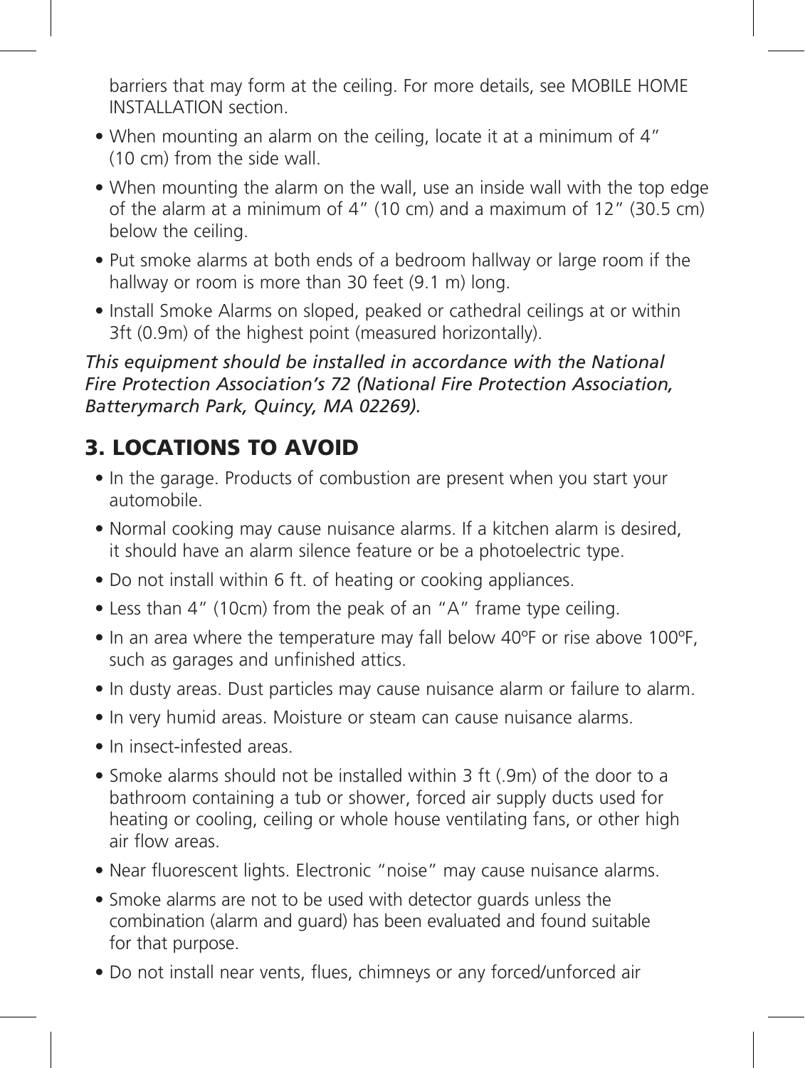barriers that may form at the ceiling. For more details, see MOBILE HOME INSTALLATION section.

- When mounting an alarm on the ceiling, locate it at a minimum of 4" (10 cm) from the side wall.
- When mounting the alarm on the wall, use an inside wall with the top edge of the alarm at a minimum of 4" (10 cm) and a maximum of 12" (30.5 cm) below the ceiling.
- Put smoke alarms at both ends of a bedroom hallway or large room if the hallway or room is more than 30 feet (9.1 m) long.
- Install Smoke Alarms on sloped, peaked or cathedral ceilings at or within 3ft (0.9m) of the highest point (measured horizontally).

*This equipment should be installed in accordance with the National Fire Protection Association's 72 (National Fire Protection Association, Batterymarch Park, Quincy, MA 02269).*

## 3. LOCATIONS TO AVOID

- In the garage. Products of combustion are present when you start your automobile.
- Normal cooking may cause nuisance alarms. If a kitchen alarm is desired, it should have an alarm silence feature or be a photoelectric type.
- Do not install within 6 ft. of heating or cooking appliances.
- Less than 4" (10cm) from the peak of an "A" frame type ceiling.
- In an area where the temperature may fall below 40ºF or rise above 100ºF, such as garages and unfinished attics.
- In dusty areas. Dust particles may cause nuisance alarm or failure to alarm.
- In very humid areas. Moisture or steam can cause nuisance alarms.
- In insect-infested areas.
- Smoke alarms should not be installed within 3 ft (.9m) of the door to a bathroom containing a tub or shower, forced air supply ducts used for heating or cooling, ceiling or whole house ventilating fans, or other high air flow areas.
- Near fluorescent lights. Electronic "noise" may cause nuisance alarms.
- Smoke alarms are not to be used with detector guards unless the combination (alarm and guard) has been evaluated and found suitable for that purpose.
- Do not install near vents, flues, chimneys or any forced/unforced air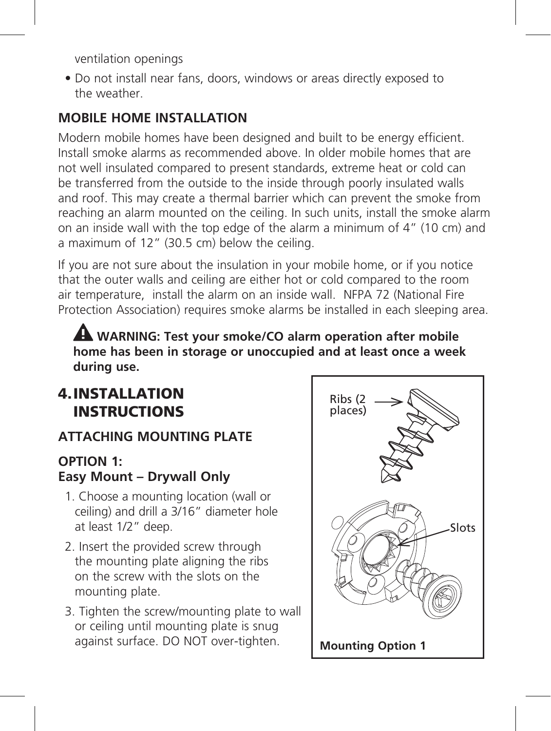ventilation openings

- Do not install near fans, doors, windows or areas directly exposed to the weather.

### MOBILE HOME INSTALLATION

Modern mobile homes have been designed and built to be energy efficient. Install smoke alarms as recommended above. In older mobile homes that are not well insulated compared to present standards, extreme heat or cold can be transferred from the outside to the inside through poorly insulated walls and roof. This may create a thermal barrier which can prevent the smoke from reaching an alarm mounted on the ceiling. In such units, install the smoke alarm on an inside wall with the top edge of the alarm a minimum of 4" (10 cm) and a maximum of 12" (30.5 cm) below the ceiling.

If you are not sure about the insulation in your mobile home, or if you notice that the outer walls and ceiling are either hot or cold compared to the room air temperature, install the alarm on an inside wall. NFPA 72 (National Fire Protection Association) requires smoke alarms be installed in each sleeping area.

**⚠ WARNING: Test your smoke/CO alarm operation after mobile home has been in storage or unoccupied and at least once a week during use.**

## 4. INSTALLATION INSTRUCTIONS

### ATTACHING MOUNTING PLATE

**OPTION 1:**
**Easy Mount – Drywall Only**

1. Choose a mounting location (wall or ceiling) and drill a 3/16" diameter hole at least 1/2" deep.
2. Insert the provided screw through the mounting plate aligning the ribs on the screw with the slots on the mounting plate.
3. Tighten the screw/mounting plate to wall or ceiling until mounting plate is snug against surface. DO NOT over-tighten.

Ribs (2 places)

Slots

**Mounting Option 1**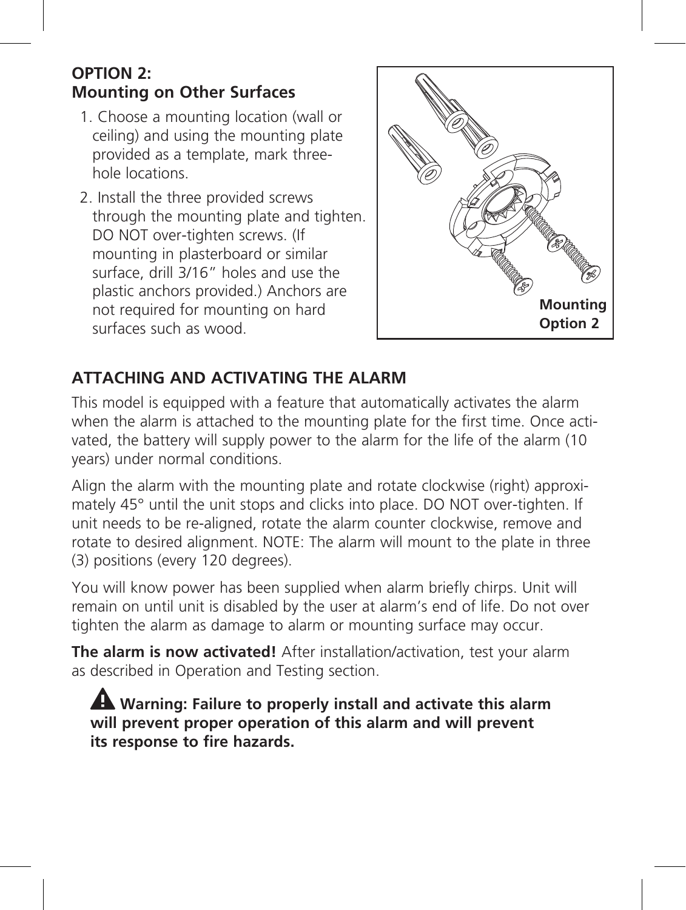## OPTION 2:
## Mounting on Other Surfaces

1. Choose a mounting location (wall or ceiling) and using the mounting plate provided as a template, mark three-hole locations.
2. Install the three provided screws through the mounting plate and tighten. DO NOT over-tighten screws. (If mounting in plasterboard or similar surface, drill 3/16" holes and use the plastic anchors provided.) Anchors are not required for mounting on hard surfaces such as wood.

**Mounting Option 2**

## ATTACHING AND ACTIVATING THE ALARM

This model is equipped with a feature that automatically activates the alarm when the alarm is attached to the mounting plate for the first time. Once activated, the battery will supply power to the alarm for the life of the alarm (10 years) under normal conditions.

Align the alarm with the mounting plate and rotate clockwise (right) approximately 45° until the unit stops and clicks into place. DO NOT over-tighten. If unit needs to be re-aligned, rotate the alarm counter clockwise, remove and rotate to desired alignment. NOTE: The alarm will mount to the plate in three (3) positions (every 120 degrees).

You will know power has been supplied when alarm briefly chirps. Unit will remain on until unit is disabled by the user at alarm's end of life. Do not over tighten the alarm as damage to alarm or mounting surface may occur.

**The alarm is now activated!** After installation/activation, test your alarm as described in Operation and Testing section.

**⚠ Warning: Failure to properly install and activate this alarm will prevent proper operation of this alarm and will prevent its response to fire hazards.**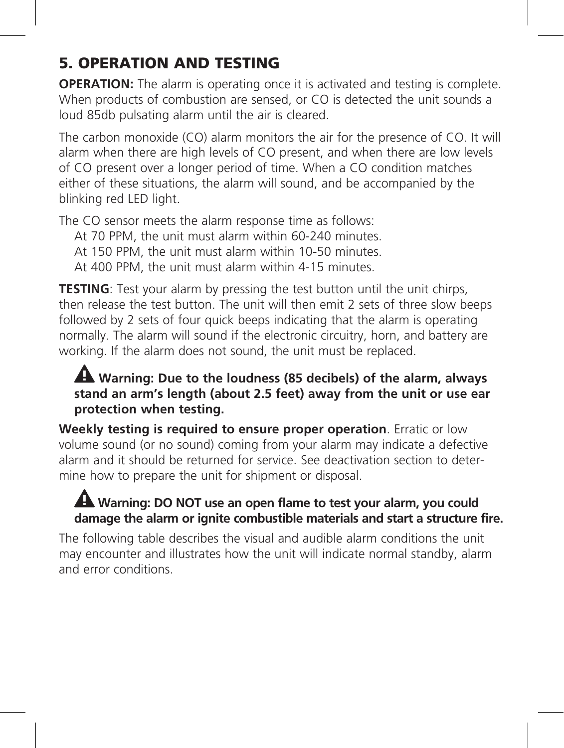## 5. OPERATION AND TESTING

**OPERATION:** The alarm is operating once it is activated and testing is complete. When products of combustion are sensed, or CO is detected the unit sounds a loud 85db pulsating alarm until the air is cleared.

The carbon monoxide (CO) alarm monitors the air for the presence of CO. It will alarm when there are high levels of CO present, and when there are low levels of CO present over a longer period of time. When a CO condition matches either of these situations, the alarm will sound, and be accompanied by the blinking red LED light.

The CO sensor meets the alarm response time as follows:

At 70 PPM, the unit must alarm within 60-240 minutes.
At 150 PPM, the unit must alarm within 10-50 minutes.
At 400 PPM, the unit must alarm within 4-15 minutes.

**TESTING**: Test your alarm by pressing the test button until the unit chirps, then release the test button. The unit will then emit 2 sets of three slow beeps followed by 2 sets of four quick beeps indicating that the alarm is operating normally. The alarm will sound if the electronic circuitry, horn, and battery are working. If the alarm does not sound, the unit must be replaced.

⚠ **Warning: Due to the loudness (85 decibels) of the alarm, always stand an arm's length (about 2.5 feet) away from the unit or use ear protection when testing.**

**Weekly testing is required to ensure proper operation**. Erratic or low volume sound (or no sound) coming from your alarm may indicate a defective alarm and it should be returned for service. See deactivation section to determine how to prepare the unit for shipment or disposal.

⚠ **Warning: DO NOT use an open flame to test your alarm, you could damage the alarm or ignite combustible materials and start a structure fire.**

The following table describes the visual and audible alarm conditions the unit may encounter and illustrates how the unit will indicate normal standby, alarm and error conditions.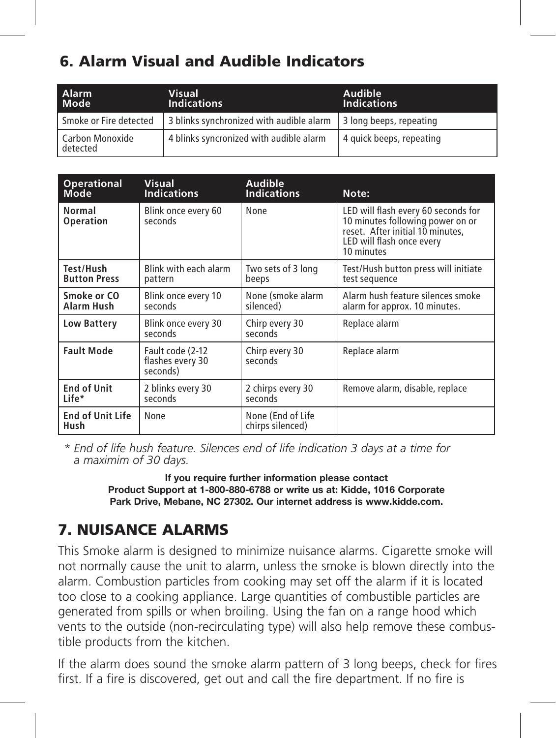## 6. Alarm Visual and Audible Indicators

| Alarm Mode | Visual Indications | Audible Indications |
| --- | --- | --- |
| Smoke or Fire detected | 3 blinks synchronized with audible alarm | 3 long beeps, repeating |
| Carbon Monoxide detected | 4 blinks syncronized with audible alarm | 4 quick beeps, repeating |

| Operational Mode | Visual Indications | Audible Indications | Note: |
| --- | --- | --- | --- |
| **Normal Operation** | Blink once every 60 seconds | None | LED will flash every 60 seconds for 10 minutes following power on or reset. After initial 10 minutes, LED will flash once every 10 minutes |
| **Test/Hush Button Press** | Blink with each alarm pattern | Two sets of 3 long beeps | Test/Hush button press will initiate test sequence |
| **Smoke or CO Alarm Hush** | Blink once every 10 seconds | None (smoke alarm silenced) | Alarm hush feature silences smoke alarm for approx. 10 minutes. |
| **Low Battery** | Blink once every 30 seconds | Chirp every 30 seconds | Replace alarm |
| **Fault Mode** | Fault code (2-12 flashes every 30 seconds) | Chirp every 30 seconds | Replace alarm |
| **End of Unit Life*** | 2 blinks every 30 seconds | 2 chirps every 30 seconds | Remove alarm, disable, replace |
| **End of Unit Life Hush** | None | None (End of Life chirps silenced) | |

*\* End of life hush feature. Silences end of life indication 3 days at a time for a maximim of 30 days.*

**If you require further information please contact Product Support at 1-800-880-6788 or write us at: Kidde, 1016 Corporate Park Drive, Mebane, NC 27302. Our internet address is www.kidde.com.**

## 7. NUISANCE ALARMS

This Smoke alarm is designed to minimize nuisance alarms. Cigarette smoke will not normally cause the unit to alarm, unless the smoke is blown directly into the alarm. Combustion particles from cooking may set off the alarm if it is located too close to a cooking appliance. Large quantities of combustible particles are generated from spills or when broiling. Using the fan on a range hood which vents to the outside (non-recirculating type) will also help remove these combustible products from the kitchen.

If the alarm does sound the smoke alarm pattern of 3 long beeps, check for fires first. If a fire is discovered, get out and call the fire department. If no fire is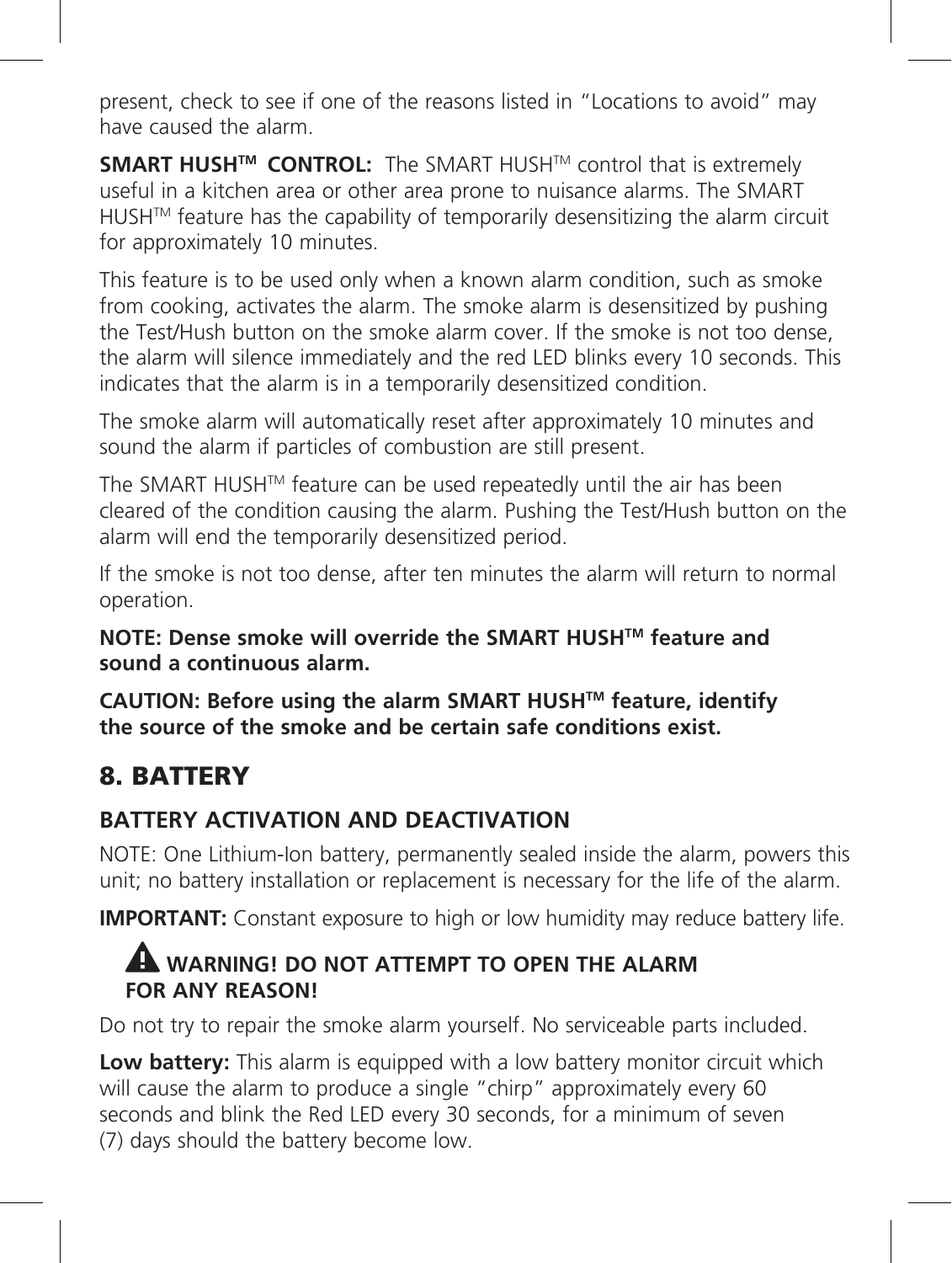present, check to see if one of the reasons listed in "Locations to avoid" may have caused the alarm.

**SMART HUSH™ CONTROL:** The SMART HUSH™ control that is extremely useful in a kitchen area or other area prone to nuisance alarms. The SMART HUSH™ feature has the capability of temporarily desensitizing the alarm circuit for approximately 10 minutes.

This feature is to be used only when a known alarm condition, such as smoke from cooking, activates the alarm. The smoke alarm is desensitized by pushing the Test/Hush button on the smoke alarm cover. If the smoke is not too dense, the alarm will silence immediately and the red LED blinks every 10 seconds. This indicates that the alarm is in a temporarily desensitized condition.

The smoke alarm will automatically reset after approximately 10 minutes and sound the alarm if particles of combustion are still present.

The SMART HUSH™ feature can be used repeatedly until the air has been cleared of the condition causing the alarm. Pushing the Test/Hush button on the alarm will end the temporarily desensitized period.

If the smoke is not too dense, after ten minutes the alarm will return to normal operation.

**NOTE: Dense smoke will override the SMART HUSH™ feature and sound a continuous alarm.**

**CAUTION: Before using the alarm SMART HUSH™ feature, identify the source of the smoke and be certain safe conditions exist.**

## 8. BATTERY

### BATTERY ACTIVATION AND DEACTIVATION

NOTE: One Lithium-Ion battery, permanently sealed inside the alarm, powers this unit; no battery installation or replacement is necessary for the life of the alarm.

**IMPORTANT:** Constant exposure to high or low humidity may reduce battery life.

**⚠ WARNING! DO NOT ATTEMPT TO OPEN THE ALARM FOR ANY REASON!**

Do not try to repair the smoke alarm yourself. No serviceable parts included.

**Low battery:** This alarm is equipped with a low battery monitor circuit which will cause the alarm to produce a single "chirp" approximately every 60 seconds and blink the Red LED every 30 seconds, for a minimum of seven (7) days should the battery become low.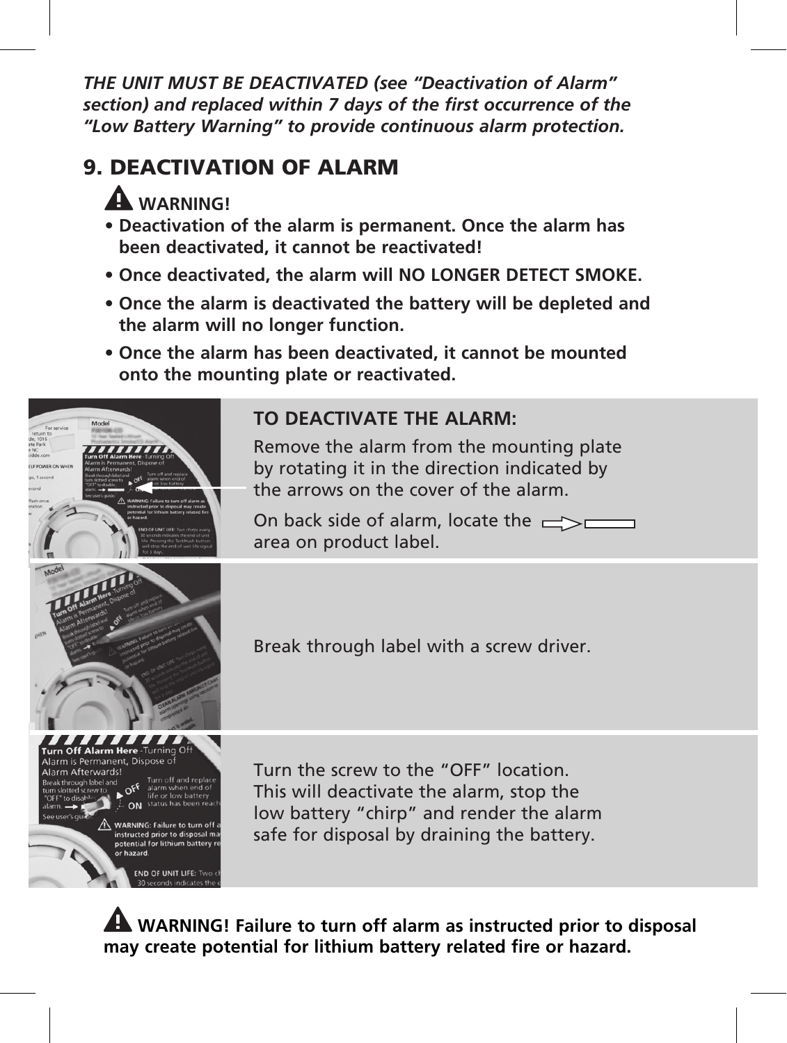*THE UNIT MUST BE DEACTIVATED (see "Deactivation of Alarm" section) and replaced within 7 days of the first occurrence of the "Low Battery Warning" to provide continuous alarm protection.*

## 9. DEACTIVATION OF ALARM

**WARNING!**

- **Deactivation of the alarm is permanent. Once the alarm has been deactivated, it cannot be reactivated!**
- **Once deactivated, the alarm will NO LONGER DETECT SMOKE.**
- **Once the alarm is deactivated the battery will be depleted and the alarm will no longer function.**
- **Once the alarm has been deactivated, it cannot be mounted onto the mounting plate or reactivated.**

### TO DEACTIVATE THE ALARM:

Remove the alarm from the mounting plate by rotating it in the direction indicated by the arrows on the cover of the alarm.

On back side of alarm, locate the ⇨▭ area on product label.

Break through label with a screw driver.

Turn the screw to the "OFF" location. This will deactivate the alarm, stop the low battery "chirp" and render the alarm safe for disposal by draining the battery.

**WARNING! Failure to turn off alarm as instructed prior to disposal may create potential for lithium battery related fire or hazard.**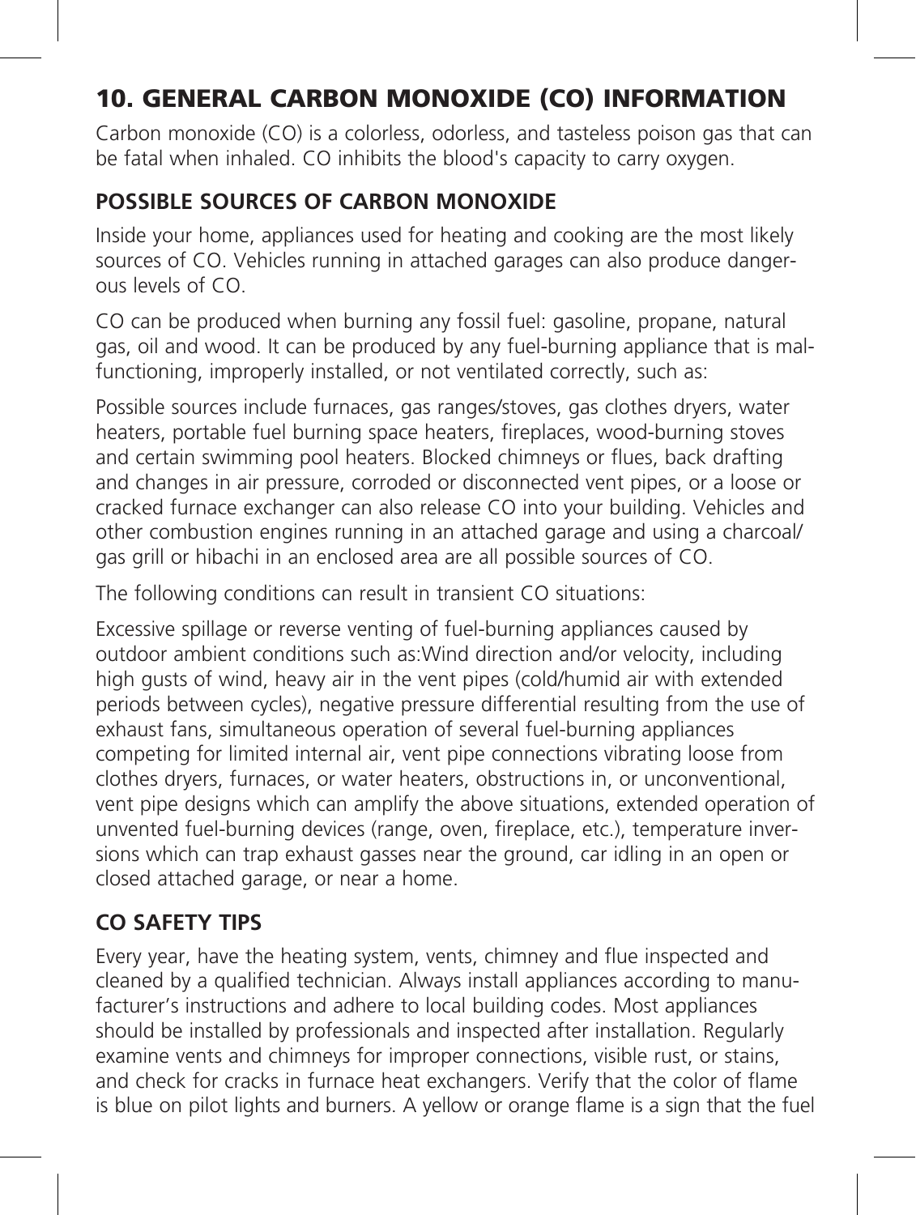## 10. GENERAL CARBON MONOXIDE (CO) INFORMATION

Carbon monoxide (CO) is a colorless, odorless, and tasteless poison gas that can be fatal when inhaled. CO inhibits the blood's capacity to carry oxygen.

### POSSIBLE SOURCES OF CARBON MONOXIDE

Inside your home, appliances used for heating and cooking are the most likely sources of CO. Vehicles running in attached garages can also produce dangerous levels of CO.

CO can be produced when burning any fossil fuel: gasoline, propane, natural gas, oil and wood. It can be produced by any fuel-burning appliance that is malfunctioning, improperly installed, or not ventilated correctly, such as:

Possible sources include furnaces, gas ranges/stoves, gas clothes dryers, water heaters, portable fuel burning space heaters, fireplaces, wood-burning stoves and certain swimming pool heaters. Blocked chimneys or flues, back drafting and changes in air pressure, corroded or disconnected vent pipes, or a loose or cracked furnace exchanger can also release CO into your building. Vehicles and other combustion engines running in an attached garage and using a charcoal/gas grill or hibachi in an enclosed area are all possible sources of CO.

The following conditions can result in transient CO situations:

Excessive spillage or reverse venting of fuel-burning appliances caused by outdoor ambient conditions such as:Wind direction and/or velocity, including high gusts of wind, heavy air in the vent pipes (cold/humid air with extended periods between cycles), negative pressure differential resulting from the use of exhaust fans, simultaneous operation of several fuel-burning appliances competing for limited internal air, vent pipe connections vibrating loose from clothes dryers, furnaces, or water heaters, obstructions in, or unconventional, vent pipe designs which can amplify the above situations, extended operation of unvented fuel-burning devices (range, oven, fireplace, etc.), temperature inversions which can trap exhaust gasses near the ground, car idling in an open or closed attached garage, or near a home.

### CO SAFETY TIPS

Every year, have the heating system, vents, chimney and flue inspected and cleaned by a qualified technician. Always install appliances according to manufacturer's instructions and adhere to local building codes. Most appliances should be installed by professionals and inspected after installation. Regularly examine vents and chimneys for improper connections, visible rust, or stains, and check for cracks in furnace heat exchangers. Verify that the color of flame is blue on pilot lights and burners. A yellow or orange flame is a sign that the fuel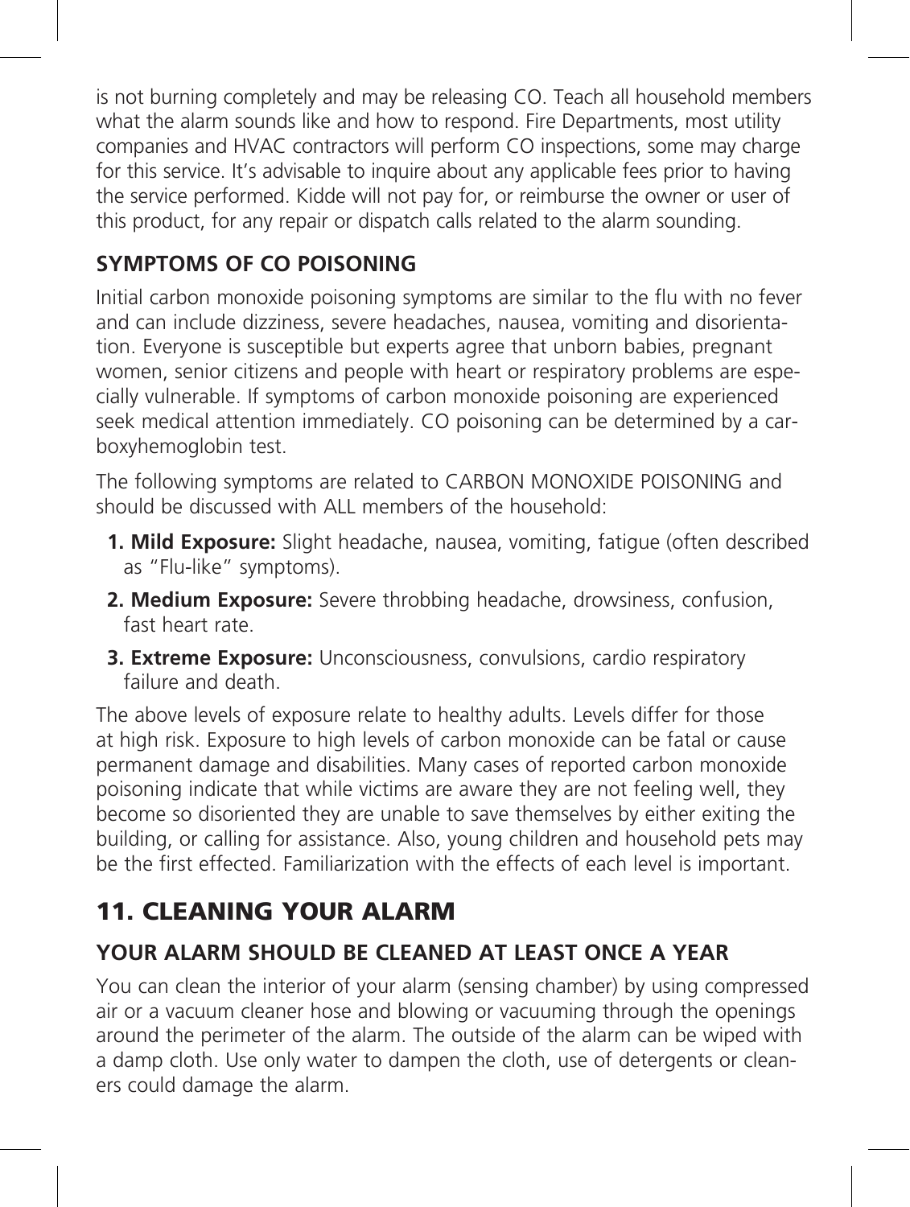is not burning completely and may be releasing CO. Teach all household members what the alarm sounds like and how to respond. Fire Departments, most utility companies and HVAC contractors will perform CO inspections, some may charge for this service. It's advisable to inquire about any applicable fees prior to having the service performed. Kidde will not pay for, or reimburse the owner or user of this product, for any repair or dispatch calls related to the alarm sounding.

### SYMPTOMS OF CO POISONING

Initial carbon monoxide poisoning symptoms are similar to the flu with no fever and can include dizziness, severe headaches, nausea, vomiting and disorientation. Everyone is susceptible but experts agree that unborn babies, pregnant women, senior citizens and people with heart or respiratory problems are especially vulnerable. If symptoms of carbon monoxide poisoning are experienced seek medical attention immediately. CO poisoning can be determined by a carboxyhemoglobin test.

The following symptoms are related to CARBON MONOXIDE POISONING and should be discussed with ALL members of the household:

1. **Mild Exposure:** Slight headache, nausea, vomiting, fatigue (often described as "Flu-like" symptoms).
2. **Medium Exposure:** Severe throbbing headache, drowsiness, confusion, fast heart rate.
3. **Extreme Exposure:** Unconsciousness, convulsions, cardio respiratory failure and death.

The above levels of exposure relate to healthy adults. Levels differ for those at high risk. Exposure to high levels of carbon monoxide can be fatal or cause permanent damage and disabilities. Many cases of reported carbon monoxide poisoning indicate that while victims are aware they are not feeling well, they become so disoriented they are unable to save themselves by either exiting the building, or calling for assistance. Also, young children and household pets may be the first effected. Familiarization with the effects of each level is important.

## 11. CLEANING YOUR ALARM

### YOUR ALARM SHOULD BE CLEANED AT LEAST ONCE A YEAR

You can clean the interior of your alarm (sensing chamber) by using compressed air or a vacuum cleaner hose and blowing or vacuuming through the openings around the perimeter of the alarm. The outside of the alarm can be wiped with a damp cloth. Use only water to dampen the cloth, use of detergents or cleaners could damage the alarm.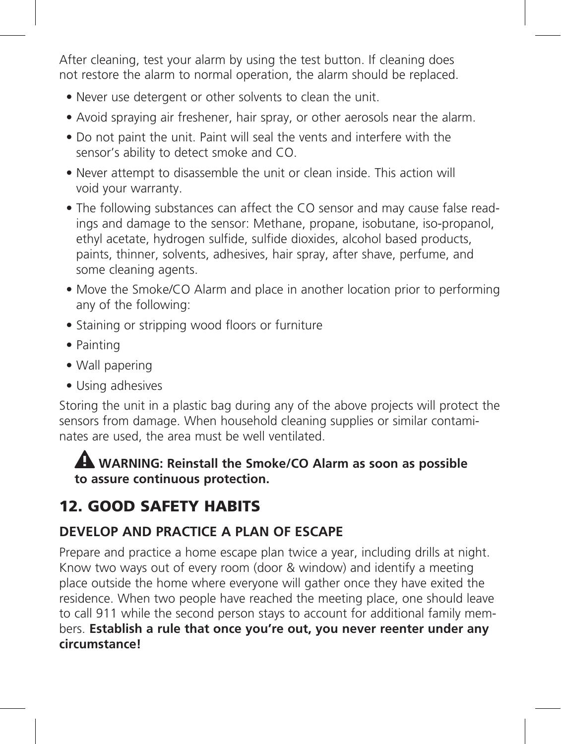After cleaning, test your alarm by using the test button. If cleaning does not restore the alarm to normal operation, the alarm should be replaced.

- Never use detergent or other solvents to clean the unit.
- Avoid spraying air freshener, hair spray, or other aerosols near the alarm.
- Do not paint the unit. Paint will seal the vents and interfere with the sensor's ability to detect smoke and CO.
- Never attempt to disassemble the unit or clean inside. This action will void your warranty.
- The following substances can affect the CO sensor and may cause false readings and damage to the sensor: Methane, propane, isobutane, iso-propanol, ethyl acetate, hydrogen sulfide, sulfide dioxides, alcohol based products, paints, thinner, solvents, adhesives, hair spray, after shave, perfume, and some cleaning agents.
- Move the Smoke/CO Alarm and place in another location prior to performing any of the following:
- Staining or stripping wood floors or furniture
- Painting
- Wall papering
- Using adhesives

Storing the unit in a plastic bag during any of the above projects will protect the sensors from damage. When household cleaning supplies or similar contaminates are used, the area must be well ventilated.

**⚠ WARNING: Reinstall the Smoke/CO Alarm as soon as possible to assure continuous protection.**

## 12. GOOD SAFETY HABITS

### DEVELOP AND PRACTICE A PLAN OF ESCAPE

Prepare and practice a home escape plan twice a year, including drills at night. Know two ways out of every room (door & window) and identify a meeting place outside the home where everyone will gather once they have exited the residence. When two people have reached the meeting place, one should leave to call 911 while the second person stays to account for additional family members. **Establish a rule that once you're out, you never reenter under any circumstance!**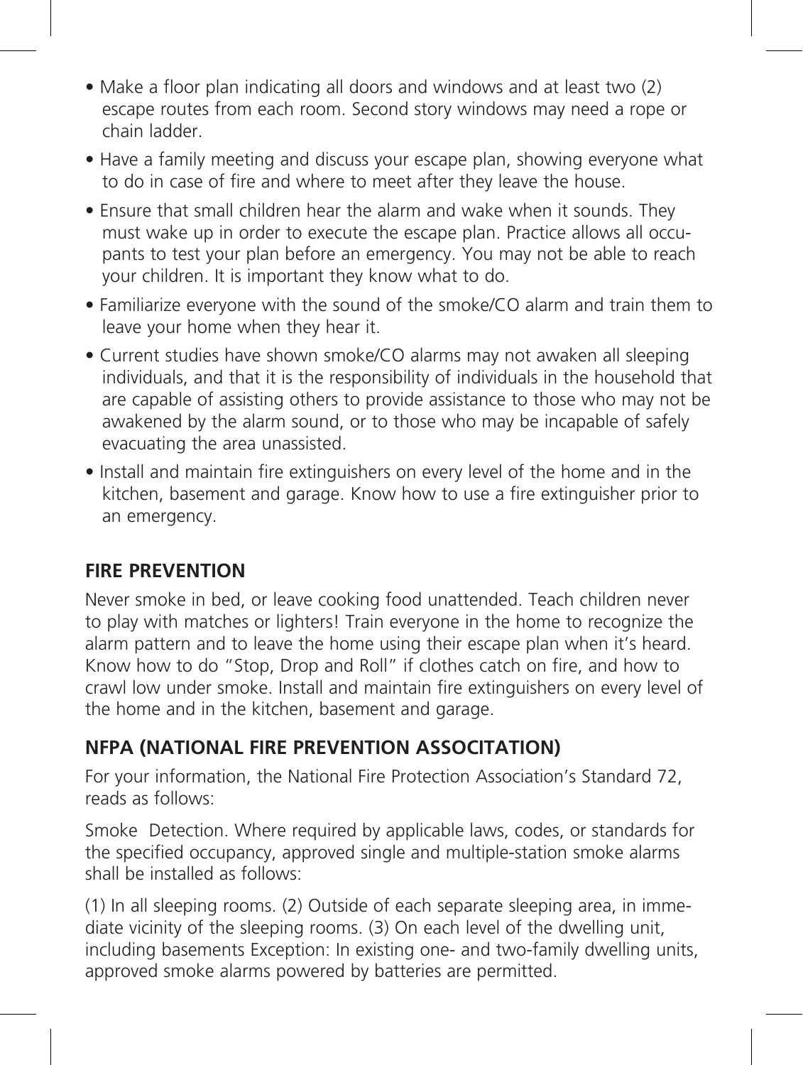- Make a floor plan indicating all doors and windows and at least two (2) escape routes from each room. Second story windows may need a rope or chain ladder.
- Have a family meeting and discuss your escape plan, showing everyone what to do in case of fire and where to meet after they leave the house.
- Ensure that small children hear the alarm and wake when it sounds. They must wake up in order to execute the escape plan. Practice allows all occupants to test your plan before an emergency. You may not be able to reach your children. It is important they know what to do.
- Familiarize everyone with the sound of the smoke/CO alarm and train them to leave your home when they hear it.
- Current studies have shown smoke/CO alarms may not awaken all sleeping individuals, and that it is the responsibility of individuals in the household that are capable of assisting others to provide assistance to those who may not be awakened by the alarm sound, or to those who may be incapable of safely evacuating the area unassisted.
- Install and maintain fire extinguishers on every level of the home and in the kitchen, basement and garage. Know how to use a fire extinguisher prior to an emergency.

## FIRE PREVENTION

Never smoke in bed, or leave cooking food unattended. Teach children never to play with matches or lighters! Train everyone in the home to recognize the alarm pattern and to leave the home using their escape plan when it's heard. Know how to do "Stop, Drop and Roll" if clothes catch on fire, and how to crawl low under smoke. Install and maintain fire extinguishers on every level of the home and in the kitchen, basement and garage.

## NFPA (NATIONAL FIRE PREVENTION ASSOCITATION)

For your information, the National Fire Protection Association's Standard 72, reads as follows:

Smoke Detection. Where required by applicable laws, codes, or standards for the specified occupancy, approved single and multiple-station smoke alarms shall be installed as follows:

(1) In all sleeping rooms. (2) Outside of each separate sleeping area, in immediate vicinity of the sleeping rooms. (3) On each level of the dwelling unit, including basements Exception: In existing one- and two-family dwelling units, approved smoke alarms powered by batteries are permitted.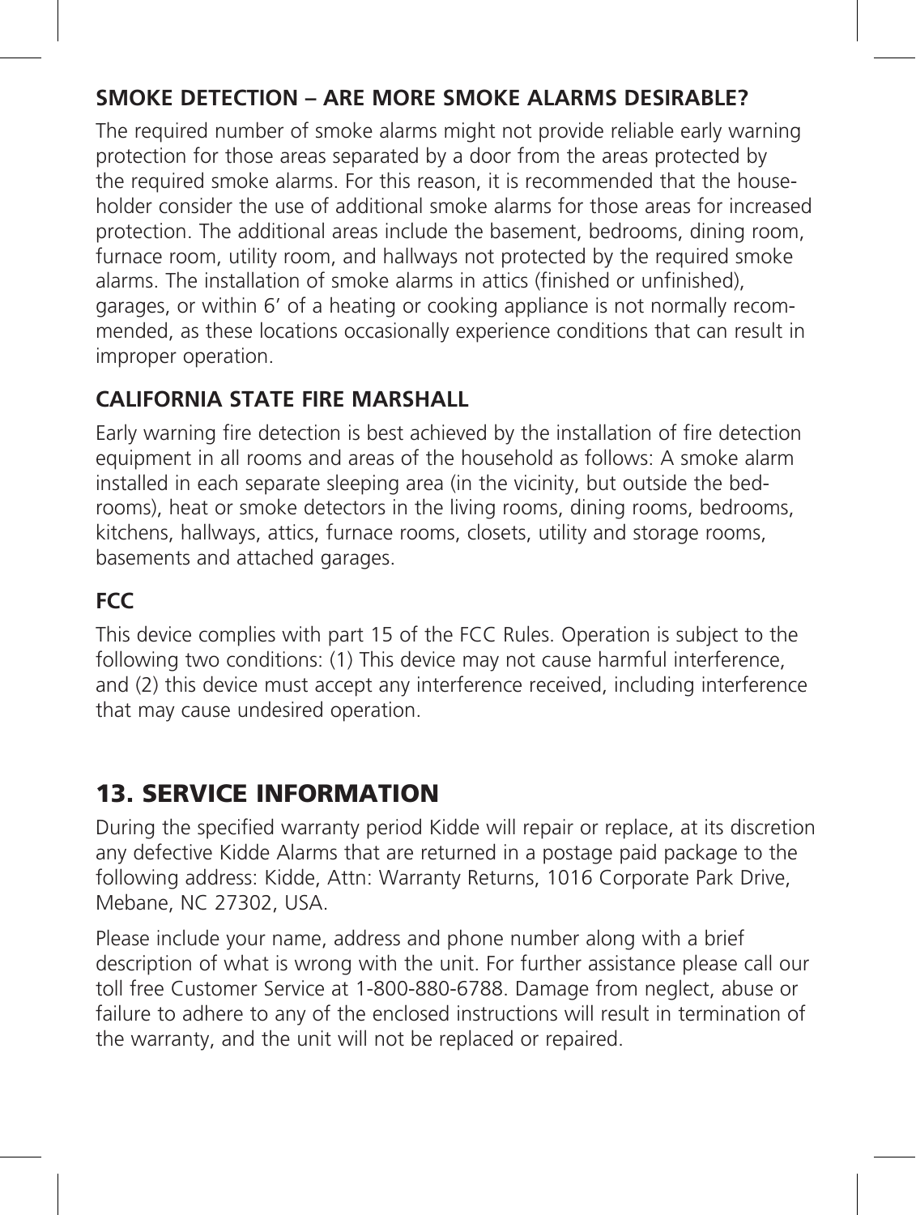### SMOKE DETECTION – ARE MORE SMOKE ALARMS DESIRABLE?

The required number of smoke alarms might not provide reliable early warning protection for those areas separated by a door from the areas protected by the required smoke alarms. For this reason, it is recommended that the householder consider the use of additional smoke alarms for those areas for increased protection. The additional areas include the basement, bedrooms, dining room, furnace room, utility room, and hallways not protected by the required smoke alarms. The installation of smoke alarms in attics (finished or unfinished), garages, or within 6' of a heating or cooking appliance is not normally recommended, as these locations occasionally experience conditions that can result in improper operation.

### CALIFORNIA STATE FIRE MARSHALL

Early warning fire detection is best achieved by the installation of fire detection equipment in all rooms and areas of the household as follows: A smoke alarm installed in each separate sleeping area (in the vicinity, but outside the bedrooms), heat or smoke detectors in the living rooms, dining rooms, bedrooms, kitchens, hallways, attics, furnace rooms, closets, utility and storage rooms, basements and attached garages.

### FCC

This device complies with part 15 of the FCC Rules. Operation is subject to the following two conditions: (1) This device may not cause harmful interference, and (2) this device must accept any interference received, including interference that may cause undesired operation.

## 13. SERVICE INFORMATION

During the specified warranty period Kidde will repair or replace, at its discretion any defective Kidde Alarms that are returned in a postage paid package to the following address: Kidde, Attn: Warranty Returns, 1016 Corporate Park Drive, Mebane, NC 27302, USA.

Please include your name, address and phone number along with a brief description of what is wrong with the unit. For further assistance please call our toll free Customer Service at 1-800-880-6788. Damage from neglect, abuse or failure to adhere to any of the enclosed instructions will result in termination of the warranty, and the unit will not be replaced or repaired.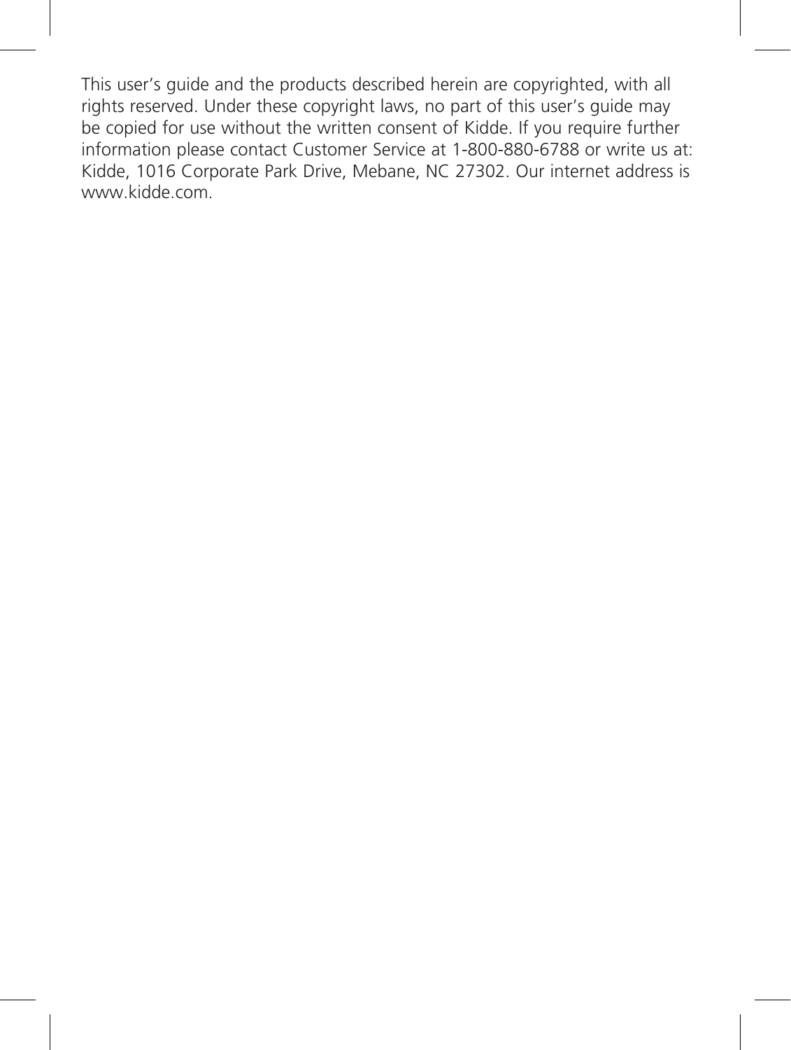This user's guide and the products described herein are copyrighted, with all rights reserved. Under these copyright laws, no part of this user's guide may be copied for use without the written consent of Kidde. If you require further information please contact Customer Service at 1-800-880-6788 or write us at: Kidde, 1016 Corporate Park Drive, Mebane, NC 27302. Our internet address is www.kidde.com.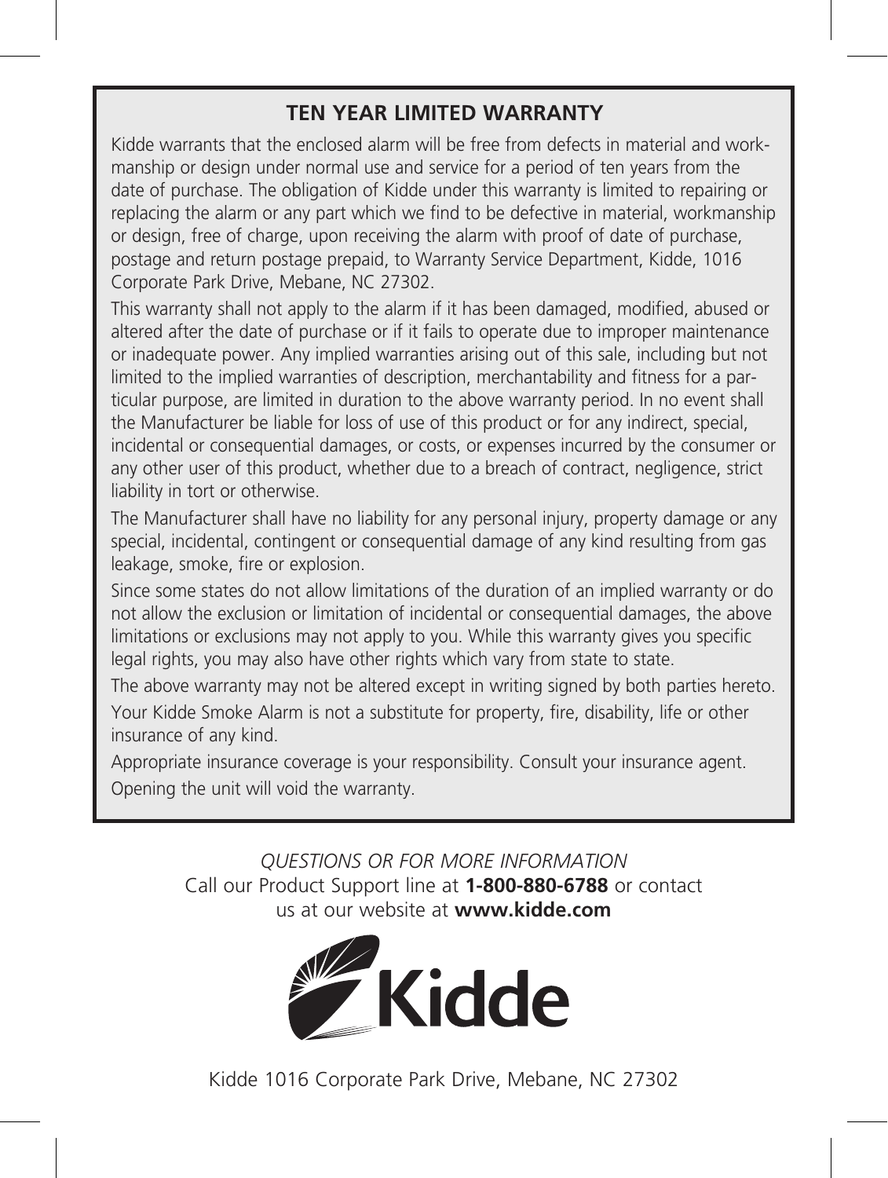## TEN YEAR LIMITED WARRANTY

Kidde warrants that the enclosed alarm will be free from defects in material and workmanship or design under normal use and service for a period of ten years from the date of purchase. The obligation of Kidde under this warranty is limited to repairing or replacing the alarm or any part which we find to be defective in material, workmanship or design, free of charge, upon receiving the alarm with proof of date of purchase, postage and return postage prepaid, to Warranty Service Department, Kidde, 1016 Corporate Park Drive, Mebane, NC 27302.

This warranty shall not apply to the alarm if it has been damaged, modified, abused or altered after the date of purchase or if it fails to operate due to improper maintenance or inadequate power. Any implied warranties arising out of this sale, including but not limited to the implied warranties of description, merchantability and fitness for a particular purpose, are limited in duration to the above warranty period. In no event shall the Manufacturer be liable for loss of use of this product or for any indirect, special, incidental or consequential damages, or costs, or expenses incurred by the consumer or any other user of this product, whether due to a breach of contract, negligence, strict liability in tort or otherwise.

The Manufacturer shall have no liability for any personal injury, property damage or any special, incidental, contingent or consequential damage of any kind resulting from gas leakage, smoke, fire or explosion.

Since some states do not allow limitations of the duration of an implied warranty or do not allow the exclusion or limitation of incidental or consequential damages, the above limitations or exclusions may not apply to you. While this warranty gives you specific legal rights, you may also have other rights which vary from state to state.

The above warranty may not be altered except in writing signed by both parties hereto.

Your Kidde Smoke Alarm is not a substitute for property, fire, disability, life or other insurance of any kind.

Appropriate insurance coverage is your responsibility. Consult your insurance agent.

Opening the unit will void the warranty.

*QUESTIONS OR FOR MORE INFORMATION*
Call our Product Support line at **1-800-880-6788** or contact us at our website at **www.kidde.com**

Kidde

Kidde 1016 Corporate Park Drive, Mebane, NC 27302